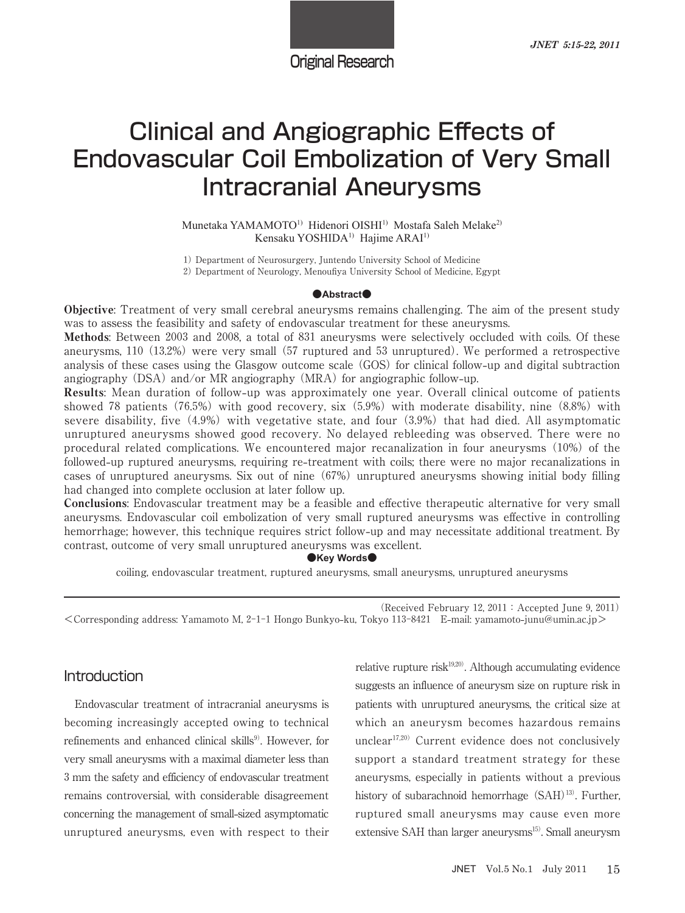Original Research

# Clinical and Angiographic Effects of Endovascular Coil Embolization of Very Small Intracranial Aneurysms

Munetaka YAMAMOTO[1] Hidenori OISHI[1] Mostafa Saleh Melake[2] Kensaku YOSHIDA[1] Hajime ARAI[1]

1) Department of Neurosurgery, Juntendo University School of Medicine
2) Department of Neurology, Menoufiya University School of Medicine, Egypt

## ●Abstract●

**Objective**: Treatment of very small cerebral aneurysms remains challenging. The aim of the present study was to assess the feasibility and safety of endovascular treatment for these aneurysms.

**Methods**: Between 2003 and 2008, a total of 831 aneurysms were selectively occluded with coils. Of these aneurysms, 110 (13.2%) were very small (57 ruptured and 53 unruptured). We performed a retrospective analysis of these cases using the Glasgow outcome scale (GOS) for clinical follow-up and digital subtraction angiography (DSA) and/or MR angiography (MRA) for angiographic follow-up.

**Results**: Mean duration of follow-up was approximately one year. Overall clinical outcome of patients showed 78 patients (76.5%) with good recovery, six (5.9%) with moderate disability, nine (8.8%) with severe disability, five (4.9%) with vegetative state, and four (3.9%) that had died. All asymptomatic unruptured aneurysms showed good recovery. No delayed rebleeding was observed. There were no procedural related complications. We encountered major recanalization in four aneurysms (10%) of the followed-up ruptured aneurysms, requiring re-treatment with coils; there were no major recanalizations in cases of unruptured aneurysms. Six out of nine (67%) unruptured aneurysms showing initial body filling had changed into complete occlusion at later follow up.

**Conclusions**: Endovascular treatment may be a feasible and effective therapeutic alternative for very small aneurysms. Endovascular coil embolization of very small ruptured aneurysms was effective in controlling hemorrhage; however, this technique requires strict follow-up and may necessitate additional treatment. By contrast, outcome of very small unruptured aneurysms was excellent.

## ●Key Words●

coiling, endovascular treatment, ruptured aneurysms, small aneurysms, unruptured aneurysms

(Received February 12, 2011 : Accepted June 9, 2011)

<Corresponding address: Yamamoto M, 2-1-1 Hongo Bunkyo-ku, Tokyo 113-8421 E-mail: yamamoto-junu@umin.ac.jp>

## Introduction

Endovascular treatment of intracranial aneurysms is becoming increasingly accepted owing to technical refinements and enhanced clinical skills[9]. However, for very small aneurysms with a maximal diameter less than 3 mm the safety and efficiency of endovascular treatment remains controversial, with considerable disagreement concerning the management of small-sized asymptomatic unruptured aneurysms, even with respect to their relative rupture risk[19,20]. Although accumulating evidence suggests an influence of aneurysm size on rupture risk in patients with unruptured aneurysms, the critical size at which an aneurysm becomes hazardous remains unclear[17,20] Current evidence does not conclusively support a standard treatment strategy for these aneurysms, especially in patients without a previous history of subarachnoid hemorrhage (SAH)[13]. Further, ruptured small aneurysms may cause even more extensive SAH than larger aneurysms[15]. Small aneurysm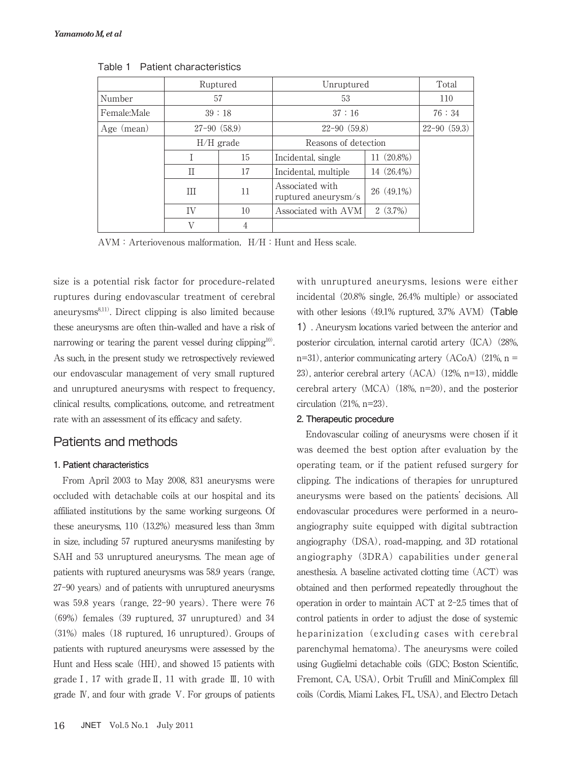Table 1 Patient characteristics

| | Ruptured | | Unruptured | | Total |
|---|---|---|---|---|---|
| Number | 57 | | 53 | | 110 |
| Female:Male | 39 : 18 | | 37 : 16 | | 76 : 34 |
| Age (mean) | 27–90 (58.9) | | 22–90 (59.8) | | 22–90 (59.3) |
| | H/H grade | | Reasons of detection | | |
| | I | 15 | Incidental, single | 11 (20.8%) | |
| | II | 17 | Incidental, multiple | 14 (26.4%) | |
| | III | 11 | Associated with ruptured aneurysm/s | 26 (49.1%) | |
| | IV | 10 | Associated with AVM | 2 (3.7%) | |
| | V | 4 | | | |

AVM : Arteriovenous malformation, H/H : Hunt and Hess scale.

size is a potential risk factor for procedure-related ruptures during endovascular treatment of cerebral aneurysms[8,11]. Direct clipping is also limited because these aneurysms are often thin-walled and have a risk of narrowing or tearing the parent vessel during clipping[10]. As such, in the present study we retrospectively reviewed our endovascular management of very small ruptured and unruptured aneurysms with respect to frequency, clinical results, complications, outcome, and retreatment rate with an assessment of its efficacy and safety.

## Patients and methods

### 1. Patient characteristics

From April 2003 to May 2008, 831 aneurysms were occluded with detachable coils at our hospital and its affiliated institutions by the same working surgeons. Of these aneurysms, 110 (13.2%) measured less than 3mm in size, including 57 ruptured aneurysms manifesting by SAH and 53 unruptured aneurysms. The mean age of patients with ruptured aneurysms was 58.9 years (range, 27-90 years) and of patients with unruptured aneurysms was 59.8 years (range, 22-90 years). There were 76 (69%) females (39 ruptured, 37 unruptured) and 34 (31%) males (18 ruptured, 16 unruptured). Groups of patients with ruptured aneurysms were assessed by the Hunt and Hess scale (HH), and showed 15 patients with grade I, 17 with grade II, 11 with grade III, 10 with grade IV, and four with grade V. For groups of patients with unruptured aneurysms, lesions were either incidental (20.8% single, 26.4% multiple) or associated with other lesions (49.1% ruptured, 3.7% AVM) (Table 1). Aneurysm locations varied between the anterior and posterior circulation, internal carotid artery (ICA) (28%, n=31), anterior communicating artery (ACoA) (21%, n = 23), anterior cerebral artery (ACA) (12%, n=13), middle cerebral artery (MCA) (18%, n=20), and the posterior circulation (21%, n=23).

### 2. Therapeutic procedure

Endovascular coiling of aneurysms were chosen if it was deemed the best option after evaluation by the operating team, or if the patient refused surgery for clipping. The indications of therapies for unruptured aneurysms were based on the patients' decisions. All endovascular procedures were performed in a neuro-angiography suite equipped with digital subtraction angiography (DSA), road-mapping, and 3D rotational angiography (3DRA) capabilities under general anesthesia. A baseline activated clotting time (ACT) was obtained and then performed repeatedly throughout the operation in order to maintain ACT at 2-2.5 times that of control patients in order to adjust the dose of systemic heparinization (excluding cases with cerebral parenchymal hematoma). The aneurysms were coiled using Guglielmi detachable coils (GDC; Boston Scientific, Fremont, CA, USA), Orbit Trufill and MiniComplex fill coils (Cordis, Miami Lakes, FL, USA), and Electro Detach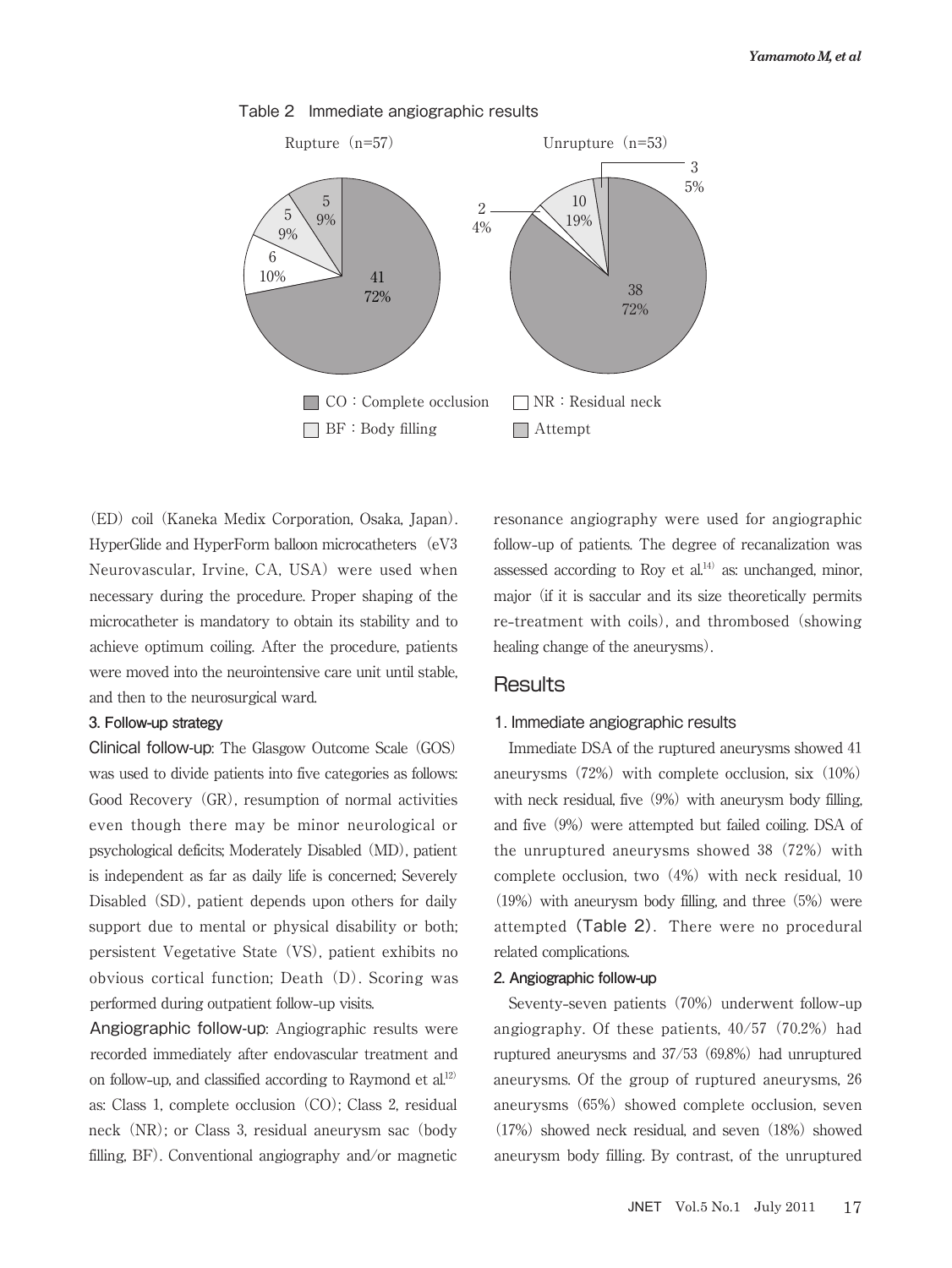Table 2 Immediate angiographic results

| | Rupture (n=57) | Unrupture (n=53) |
|---|---|---|
| CO: Complete occlusion | 41 (72%) | 38 (72%) |
| NR: Residual neck | 6 (10%) | 2 (4%) |
| BF: Body filling | 5 (9%) | 10 (19%) |
| Attempt | 5 (9%) | 3 (5%) |

(ED) coil (Kaneka Medix Corporation, Osaka, Japan). HyperGlide and HyperForm balloon microcatheters (eV3 Neurovascular, Irvine, CA, USA) were used when necessary during the procedure. Proper shaping of the microcatheter is mandatory to obtain its stability and to achieve optimum coiling. After the procedure, patients were moved into the neurointensive care unit until stable, and then to the neurosurgical ward.

### 3. Follow-up strategy

**Clinical follow-up**: The Glasgow Outcome Scale (GOS) was used to divide patients into five categories as follows: Good Recovery (GR), resumption of normal activities even though there may be minor neurological or psychological deficits; Moderately Disabled (MD), patient is independent as far as daily life is concerned; Severely Disabled (SD), patient depends upon others for daily support due to mental or physical disability or both; persistent Vegetative State (VS), patient exhibits no obvious cortical function; Death (D). Scoring was performed during outpatient follow-up visits.

**Angiographic follow-up**: Angiographic results were recorded immediately after endovascular treatment and on follow-up, and classified according to Raymond et al.[12] as: Class 1, complete occlusion (CO); Class 2, residual neck (NR); or Class 3, residual aneurysm sac (body filling, BF). Conventional angiography and/or magnetic resonance angiography were used for angiographic follow-up of patients. The degree of recanalization was assessed according to Roy et al.[14] as: unchanged, minor, major (if it is saccular and its size theoretically permits re-treatment with coils), and thrombosed (showing healing change of the aneurysms).

## Results

### 1. Immediate angiographic results

Immediate DSA of the ruptured aneurysms showed 41 aneurysms (72%) with complete occlusion, six (10%) with neck residual, five (9%) with aneurysm body filling, and five (9%) were attempted but failed coiling. DSA of the unruptured aneurysms showed 38 (72%) with complete occlusion, two (4%) with neck residual, 10 (19%) with aneurysm body filling, and three (5%) were attempted (**Table 2**). There were no procedural related complications.

### 2. Angiographic follow-up

Seventy-seven patients (70%) underwent follow-up angiography. Of these patients, 40/57 (70.2%) had ruptured aneurysms and 37/53 (69.8%) had unruptured aneurysms. Of the group of ruptured aneurysms, 26 aneurysms (65%) showed complete occlusion, seven (17%) showed neck residual, and seven (18%) showed aneurysm body filling. By contrast, of the unruptured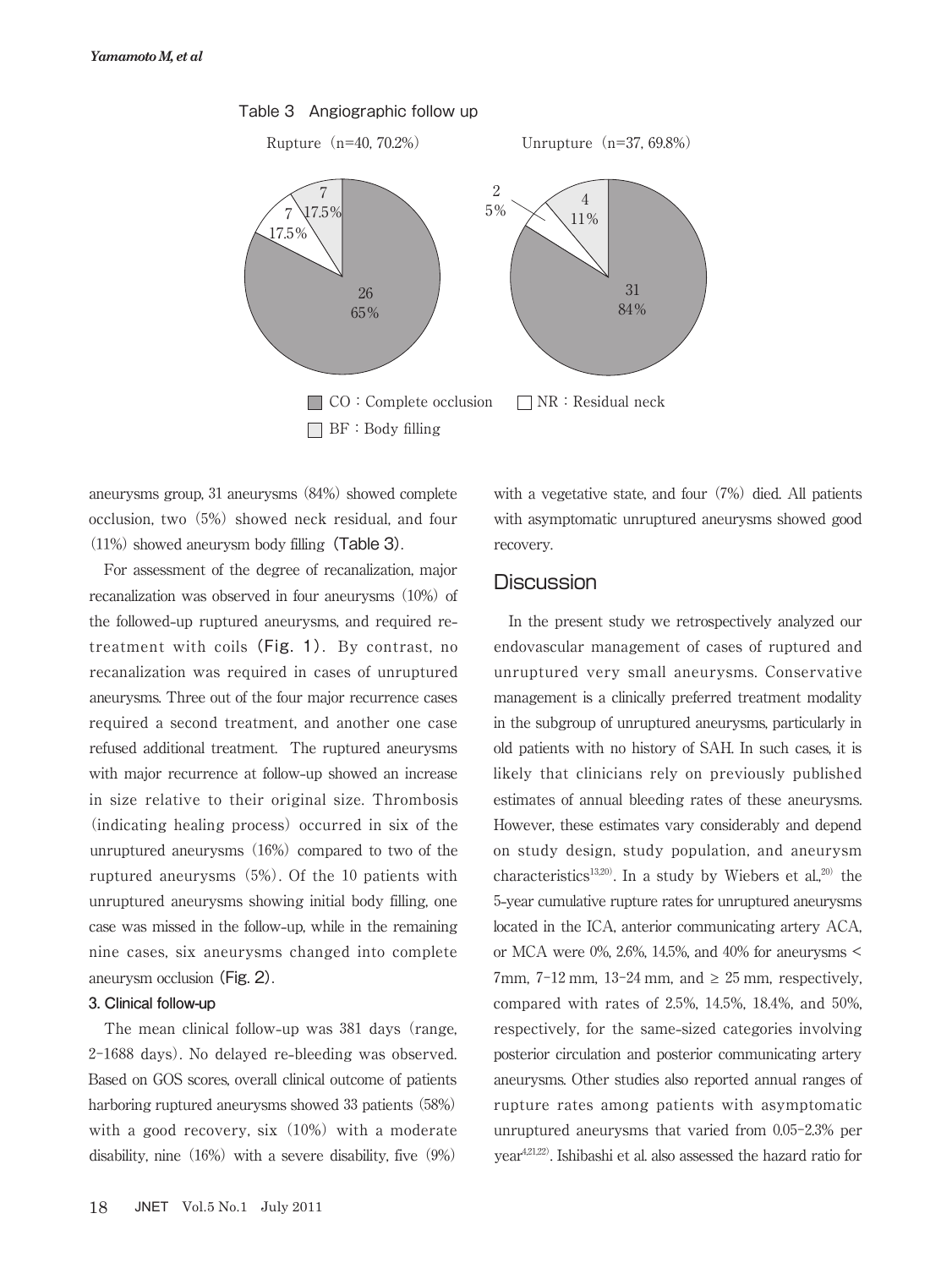Table 3 Angiographic follow up

| | Rupture (n=40, 70.2%) | Unrupture (n=37, 69.8%) |
|---|---|---|
| CO : Complete occlusion | 26 (65%) | 31 (84%) |
| NR : Residual neck | 7 (17.5%) | 2 (5%) |
| BF : Body filling | 7 (17.5%) | 4 (11%) |

aneurysms group, 31 aneurysms (84%) showed complete occlusion, two (5%) showed neck residual, and four (11%) showed aneurysm body filling (Table 3).

For assessment of the degree of recanalization, major recanalization was observed in four aneurysms (10%) of the followed-up ruptured aneurysms, and required re-treatment with coils (Fig. 1). By contrast, no recanalization was required in cases of unruptured aneurysms. Three out of the four major recurrence cases required a second treatment, and another one case refused additional treatment. The ruptured aneurysms with major recurrence at follow-up showed an increase in size relative to their original size. Thrombosis (indicating healing process) occurred in six of the unruptured aneurysms (16%) compared to two of the ruptured aneurysms (5%). Of the 10 patients with unruptured aneurysms showing initial body filling, one case was missed in the follow-up, while in the remaining nine cases, six aneurysms changed into complete aneurysm occlusion (Fig. 2).

### 3. Clinical follow-up

The mean clinical follow-up was 381 days (range, 2-1688 days). No delayed re-bleeding was observed. Based on GOS scores, overall clinical outcome of patients harboring ruptured aneurysms showed 33 patients (58%) with a good recovery, six (10%) with a moderate disability, nine (16%) with a severe disability, five (9%) with a vegetative state, and four (7%) died. All patients with asymptomatic unruptured aneurysms showed good recovery.

## Discussion

In the present study we retrospectively analyzed our endovascular management of cases of ruptured and unruptured very small aneurysms. Conservative management is a clinically preferred treatment modality in the subgroup of unruptured aneurysms, particularly in old patients with no history of SAH. In such cases, it is likely that clinicians rely on previously published estimates of annual bleeding rates of these aneurysms. However, these estimates vary considerably and depend on study design, study population, and aneurysm characteristics[13,20]. In a study by Wiebers et al.,[20] the 5-year cumulative rupture rates for unruptured aneurysms located in the ICA, anterior communicating artery ACA, or MCA were 0%, 2.6%, 14.5%, and 40% for aneurysms < 7mm, 7-12 mm, 13-24 mm, and ≥ 25 mm, respectively, compared with rates of 2.5%, 14.5%, 18.4%, and 50%, respectively, for the same-sized categories involving posterior circulation and posterior communicating artery aneurysms. Other studies also reported annual ranges of rupture rates among patients with asymptomatic unruptured aneurysms that varied from 0.05-2.3% per year[4,21,22]. Ishibashi et al. also assessed the hazard ratio for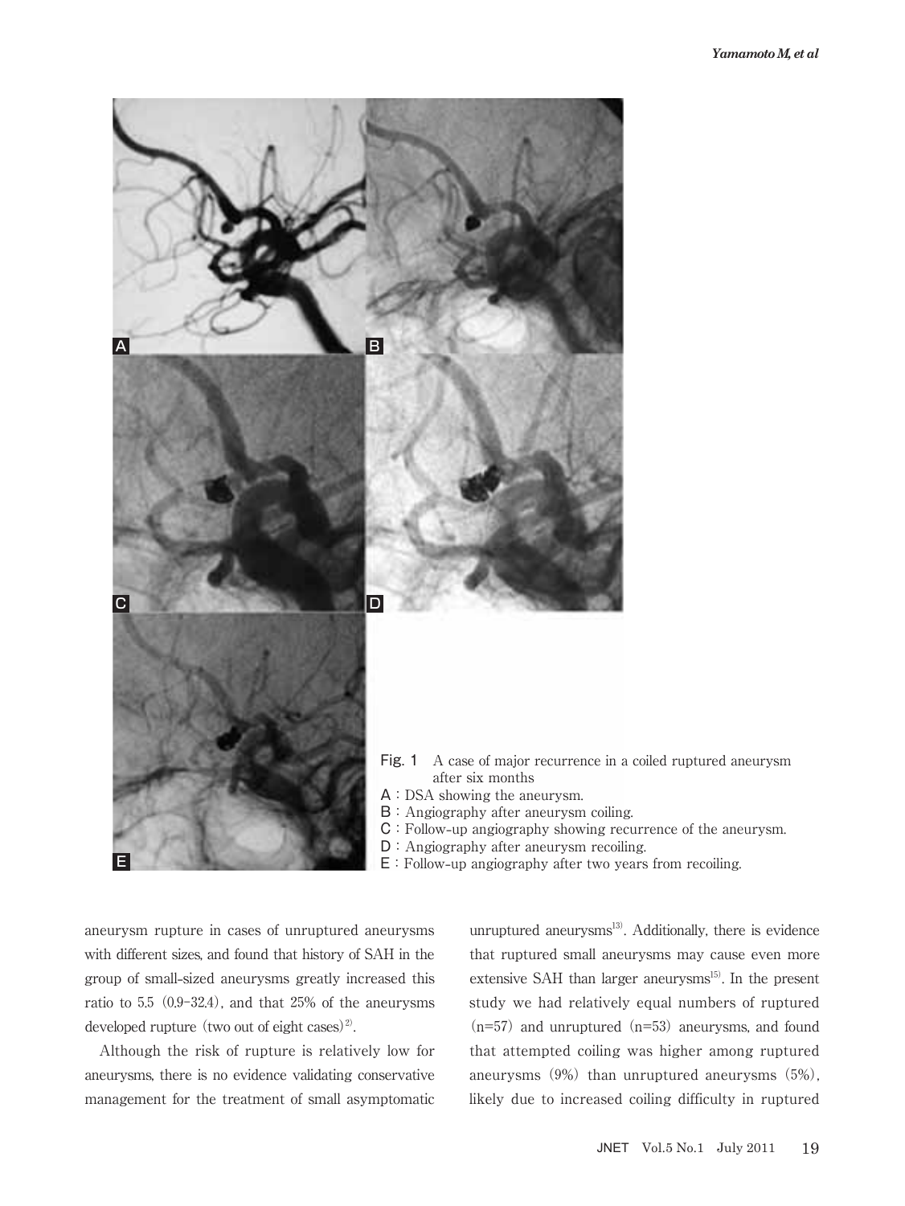Fig. 1 A case of major recurrence in a coiled ruptured aneurysm after six months

A : DSA showing the aneurysm.
B : Angiography after aneurysm coiling.
C : Follow-up angiography showing recurrence of the aneurysm.
D : Angiography after aneurysm recoiling.
E : Follow-up angiography after two years from recoiling.

aneurysm rupture in cases of unruptured aneurysms with different sizes, and found that history of SAH in the group of small-sized aneurysms greatly increased this ratio to 5.5 (0.9–32.4), and that 25% of the aneurysms developed rupture (two out of eight cases)[2].

Although the risk of rupture is relatively low for aneurysms, there is no evidence validating conservative management for the treatment of small asymptomatic unruptured aneurysms[13]. Additionally, there is evidence that ruptured small aneurysms may cause even more extensive SAH than larger aneurysms[15]. In the present study we had relatively equal numbers of ruptured (n=57) and unruptured (n=53) aneurysms, and found that attempted coiling was higher among ruptured aneurysms (9%) than unruptured aneurysms (5%), likely due to increased coiling difficulty in ruptured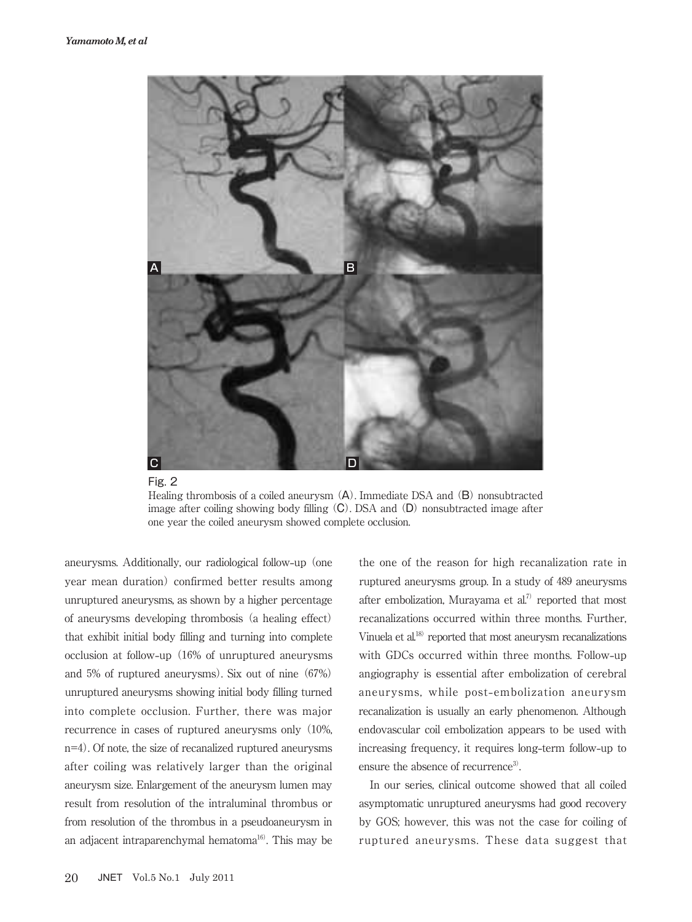Fig. 2

Healing thrombosis of a coiled aneurysm (A). Immediate DSA and (B) nonsubtracted image after coiling showing body filling (C). DSA and (D) nonsubtracted image after one year the coiled aneurysm showed complete occlusion.

aneurysms. Additionally, our radiological follow-up (one year mean duration) confirmed better results among unruptured aneurysms, as shown by a higher percentage of aneurysms developing thrombosis (a healing effect) that exhibit initial body filling and turning into complete occlusion at follow-up (16% of unruptured aneurysms and 5% of ruptured aneurysms). Six out of nine (67%) unruptured aneurysms showing initial body filling turned into complete occlusion. Further, there was major recurrence in cases of ruptured aneurysms only (10%, n=4). Of note, the size of recanalized ruptured aneurysms after coiling was relatively larger than the original aneurysm size. Enlargement of the aneurysm lumen may result from resolution of the intraluminal thrombus or from resolution of the thrombus in a pseudoaneurysm in an adjacent intraparenchymal hematoma[16]. This may be the one of the reason for high recanalization rate in ruptured aneurysms group. In a study of 489 aneurysms after embolization, Murayama et al.[7] reported that most recanalizations occurred within three months. Further, Vinuela et al.[18] reported that most aneurysm recanalizations with GDCs occurred within three months. Follow-up angiography is essential after embolization of cerebral aneurysms, while post-embolization aneurysm recanalization is usually an early phenomenon. Although endovascular coil embolization appears to be used with increasing frequency, it requires long-term follow-up to ensure the absence of recurrence[3].

In our series, clinical outcome showed that all coiled asymptomatic unruptured aneurysms had good recovery by GOS; however, this was not the case for coiling of ruptured aneurysms. These data suggest that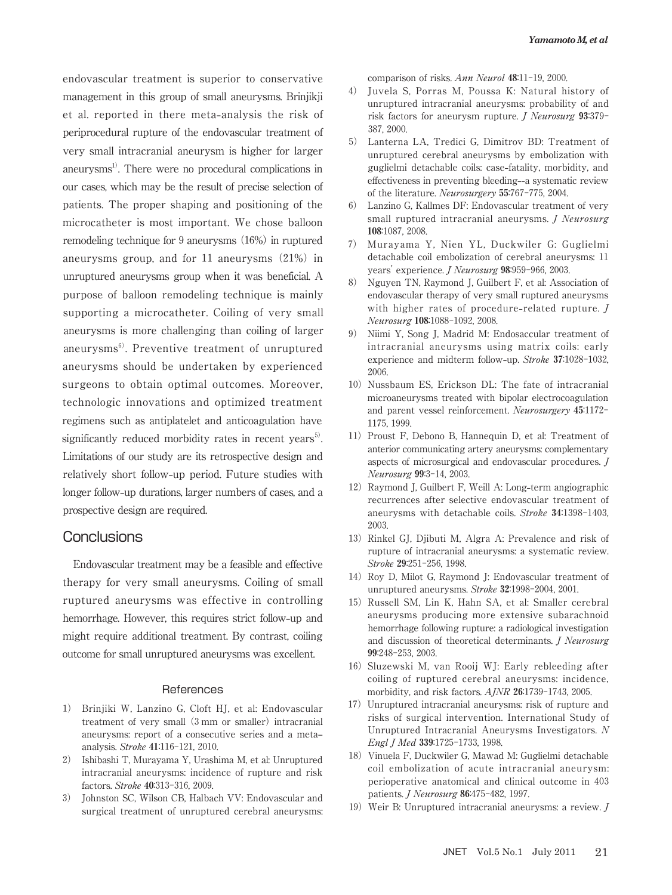endovascular treatment is superior to conservative management in this group of small aneurysms. Brinjikji et al. reported in there meta-analysis the risk of periprocedural rupture of the endovascular treatment of very small intracranial aneurysm is higher for larger aneurysms[1]. There were no procedural complications in our cases, which may be the result of precise selection of patients. The proper shaping and positioning of the microcatheter is most important. We chose balloon remodeling technique for 9 aneurysms (16%) in ruptured aneurysms group, and for 11 aneurysms (21%) in unruptured aneurysms group when it was beneficial. A purpose of balloon remodeling technique is mainly supporting a microcatheter. Coiling of very small aneurysms is more challenging than coiling of larger aneurysms[6]. Preventive treatment of unruptured aneurysms should be undertaken by experienced surgeons to obtain optimal outcomes. Moreover, technologic innovations and optimized treatment regimens such as antiplatelet and anticoagulation have significantly reduced morbidity rates in recent years[5]. Limitations of our study are its retrospective design and relatively short follow-up period. Future studies with longer follow-up durations, larger numbers of cases, and a prospective design are required.

## Conclusions

Endovascular treatment may be a feasible and effective therapy for very small aneurysms. Coiling of small ruptured aneurysms was effective in controlling hemorrhage. However, this requires strict follow-up and might require additional treatment. By contrast, coiling outcome for small unruptured aneurysms was excellent.

### References

1) Brinjiki W, Lanzino G, Cloft HJ, et al: Endovascular treatment of very small (3 mm or smaller) intracranial aneurysms: report of a consecutive series and a meta-analysis. *Stroke* **41**:116-121, 2010.
2) Ishibashi T, Murayama Y, Urashima M, et al: Unruptured intracranial aneurysms: incidence of rupture and risk factors. *Stroke* **40**:313-316, 2009.
3) Johnston SC, Wilson CB, Halbach VV: Endovascular and surgical treatment of unruptured cerebral aneurysms: comparison of risks. *Ann Neurol* **48**:11-19, 2000.
4) Juvela S, Porras M, Poussa K: Natural history of unruptured intracranial aneurysms: probability of and risk factors for aneurysm rupture. *J Neurosurg* **93**:379-387, 2000.
5) Lanterna LA, Tredici G, Dimitrov BD: Treatment of unruptured cerebral aneurysms by embolization with guglielmi detachable coils: case-fatality, morbidity, and effectiveness in preventing bleeding--a systematic review of the literature. *Neurosurgery* **55**:767-775, 2004.
6) Lanzino G, Kallmes DF: Endovascular treatment of very small ruptured intracranial aneurysms. *J Neurosurg* **108**:1087, 2008.
7) Murayama Y, Nien YL, Duckwiler G: Guglielmi detachable coil embolization of cerebral aneurysms: 11 years' experience. *J Neurosurg* **98**:959-966, 2003.
8) Nguyen TN, Raymond J, Guilbert F, et al: Association of endovascular therapy of very small ruptured aneurysms with higher rates of procedure-related rupture. *J Neurosurg* **108**:1088-1092, 2008.
9) Niimi Y, Song J, Madrid M: Endosaccular treatment of intracranial aneurysms using matrix coils: early experience and midterm follow-up. *Stroke* **37**:1028-1032, 2006.
10) Nussbaum ES, Erickson DL: The fate of intracranial microaneurysms treated with bipolar electrocoagulation and parent vessel reinforcement. *Neurosurgery* **45**:1172-1175, 1999.
11) Proust F, Debono B, Hannequin D, et al: Treatment of anterior communicating artery aneurysms: complementary aspects of microsurgical and endovascular procedures. *J Neurosurg* **99**:3-14, 2003.
12) Raymond J, Guilbert F, Weill A: Long-term angiographic recurrences after selective endovascular treatment of aneurysms with detachable coils. *Stroke* **34**:1398-1403, 2003.
13) Rinkel GJ, Djibuti M, Algra A: Prevalence and risk of rupture of intracranial aneurysms: a systematic review. *Stroke* **29**:251-256, 1998.
14) Roy D, Milot G, Raymond J: Endovascular treatment of unruptured aneurysms. *Stroke* **32**:1998-2004, 2001.
15) Russell SM, Lin K, Hahn SA, et al: Smaller cerebral aneurysms producing more extensive subarachnoid hemorrhage following rupture: a radiological investigation and discussion of theoretical determinants. *J Neurosurg* **99**:248-253, 2003.
16) Sluzewski M, van Rooij WJ: Early rebleeding after coiling of ruptured cerebral aneurysms: incidence, morbidity, and risk factors. *AJNR* **26**:1739-1743, 2005.
17) Unruptured intracranial aneurysms: risk of rupture and risks of surgical intervention. International Study of Unruptured Intracranial Aneurysms Investigators. *N Engl J Med* **339**:1725-1733, 1998.
18) Vinuela F, Duckwiler G, Mawad M: Guglielmi detachable coil embolization of acute intracranial aneurysm: perioperative anatomical and clinical outcome in 403 patients. *J Neurosurg* **86**:475-482, 1997.
19) Weir B: Unruptured intracranial aneurysms: a review. *J*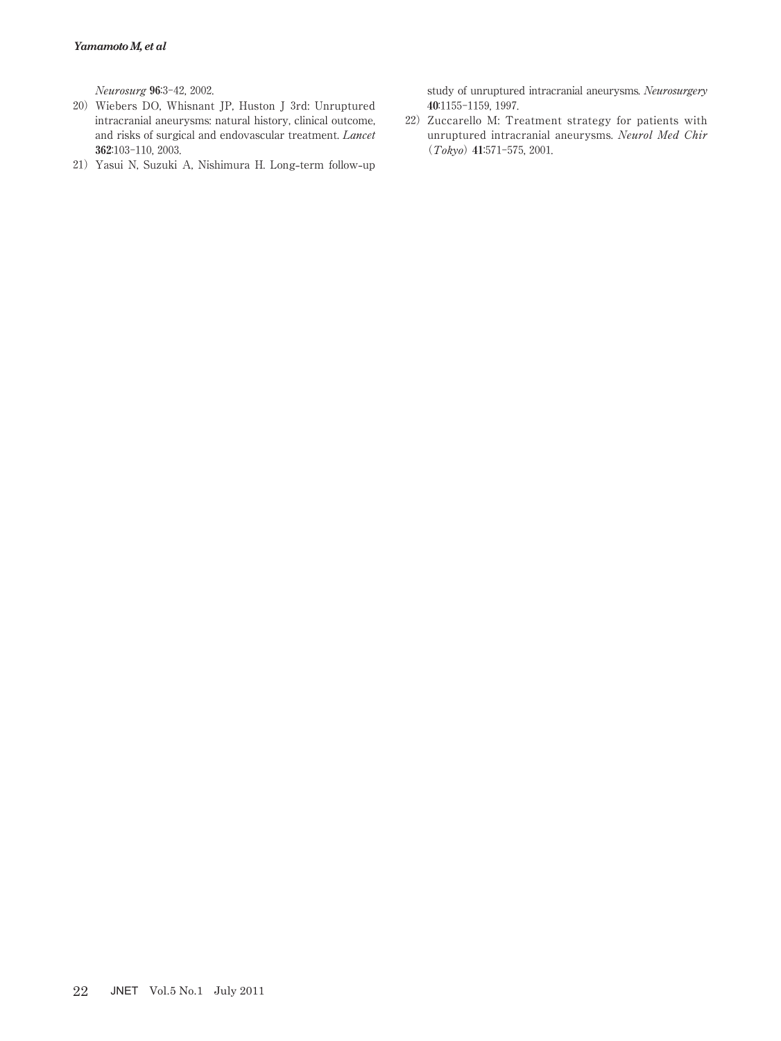*Neurosurg* **96**:3-42, 2002.

20) Wiebers DO, Whisnant JP, Huston J 3rd: Unruptured intracranial aneurysms: natural history, clinical outcome, and risks of surgical and endovascular treatment. *Lancet* **362**:103-110, 2003.

21) Yasui N, Suzuki A, Nishimura H. Long-term follow-up study of unruptured intracranial aneurysms. *Neurosurgery* **40**:1155-1159, 1997.

22) Zuccarello M: Treatment strategy for patients with unruptured intracranial aneurysms. *Neurol Med Chir* (*Tokyo*) **41**:571-575, 2001.